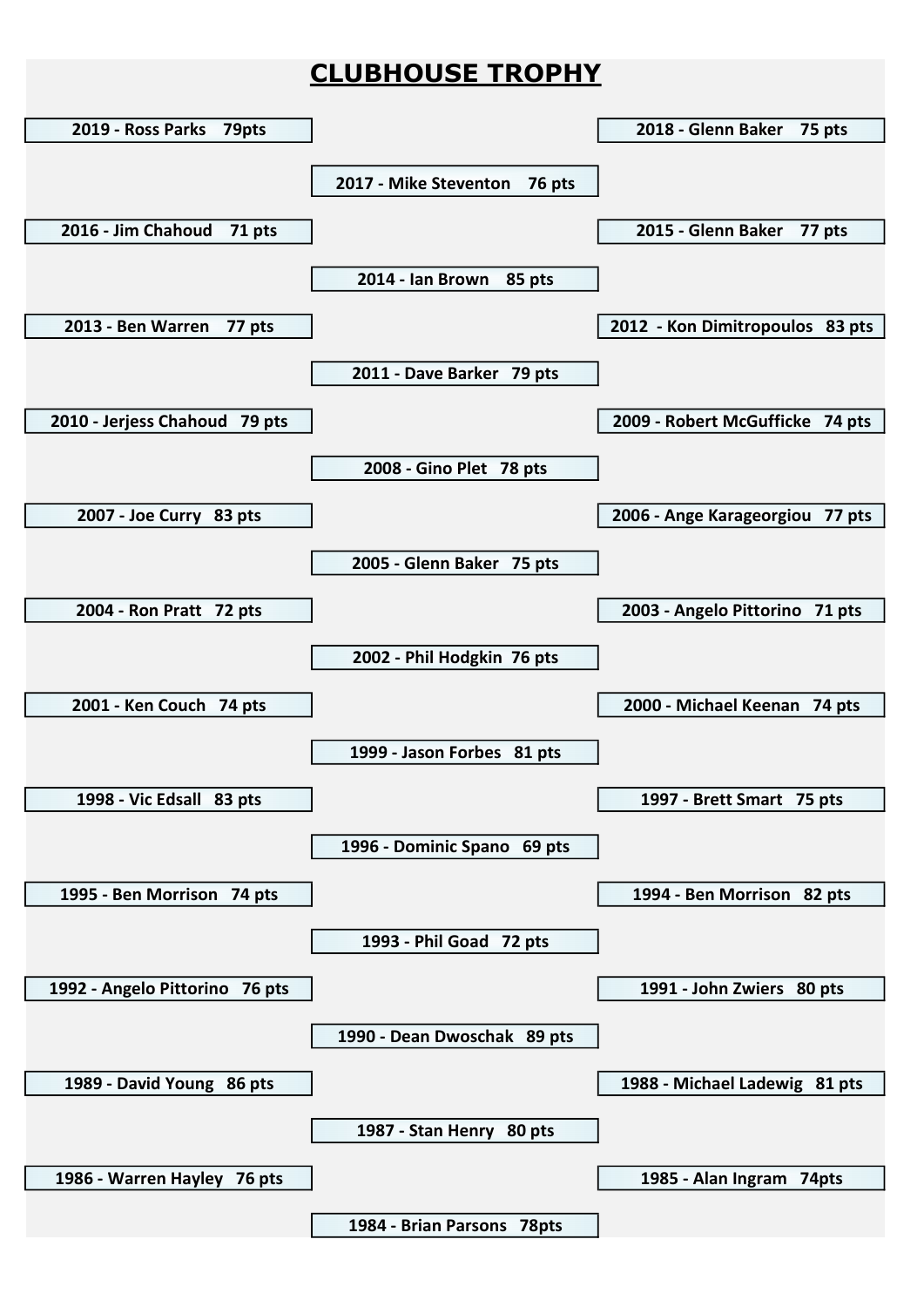# CLUBHOUSE TROPHY

2019 - Ross Parks 79pts

2018 - Glenn Baker 75 pts

2017 - Mike Steventon 76 pts

2016 - Jim Chahoud 71 pts

2015 - Glenn Baker 77 pts

2014 - Ian Brown 85 pts

2013 - Ben Warren 77 pts

2012 - Kon Dimitropoulos 83 pts

2011 - Dave Barker 79 pts

2010 - Jerjess Chahoud 79 pts

2009 - Robert McGufficke 74 pts

2008 - Gino Plet 78 pts

2007 - Joe Curry 83 pts

2006 - Ange Karageorgiou 77 pts

2005 - Glenn Baker 75 pts

2004 - Ron Pratt 72 pts

2003 - Angelo Pittorino 71 pts

2002 - Phil Hodgkin 76 pts

2001 - Ken Couch 74 pts

2000 - Michael Keenan 74 pts

1999 - Jason Forbes 81 pts

1998 - Vic Edsall 83 pts

1997 - Brett Smart 75 pts

1996 - Dominic Spano 69 pts

1995 - Ben Morrison 74 pts

1994 - Ben Morrison 82 pts

1993 - Phil Goad 72 pts

1992 - Angelo Pittorino 76 pts

1991 - John Zwiers 80 pts

1990 - Dean Dwoschak 89 pts

1989 - David Young 86 pts

1988 - Michael Ladewig 81 pts

1987 - Stan Henry 80 pts

1986 - Warren Hayley 76 pts

1985 - Alan Ingram 74pts

1984 - Brian Parsons 78pts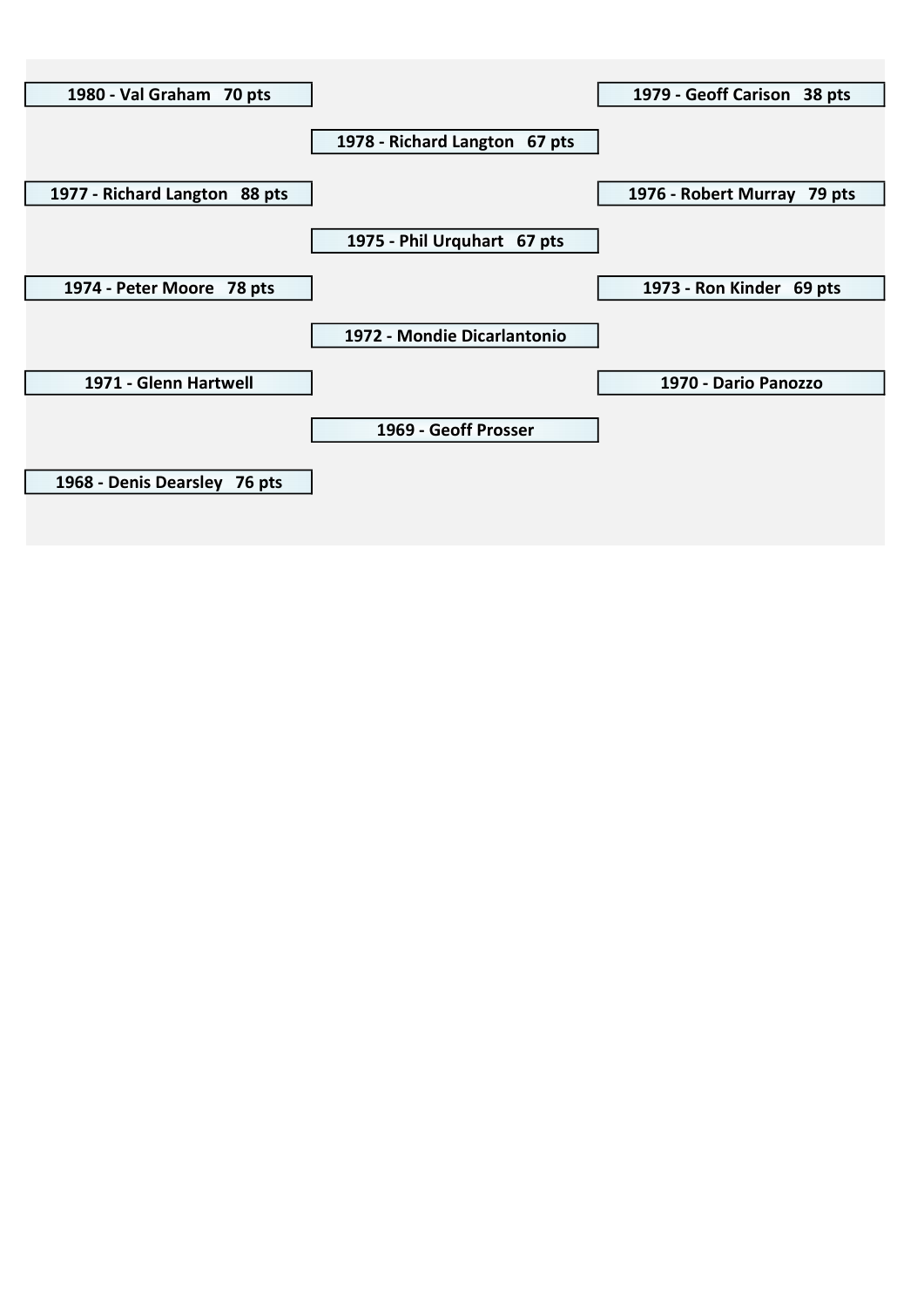1980 - Val Graham 70 pts

1979 - Geoff Carison 38 pts

1978 - Richard Langton 67 pts

1977 - Richard Langton 88 pts

1976 - Robert Murray 79 pts

1975 - Phil Urquhart 67 pts

1974 - Peter Moore 78 pts

1973 - Ron Kinder 69 pts

1972 - Mondie Dicarlantonio

1971 - Glenn Hartwell

1970 - Dario Panozzo

1969 - Geoff Prosser

1968 - Denis Dearsley 76 pts